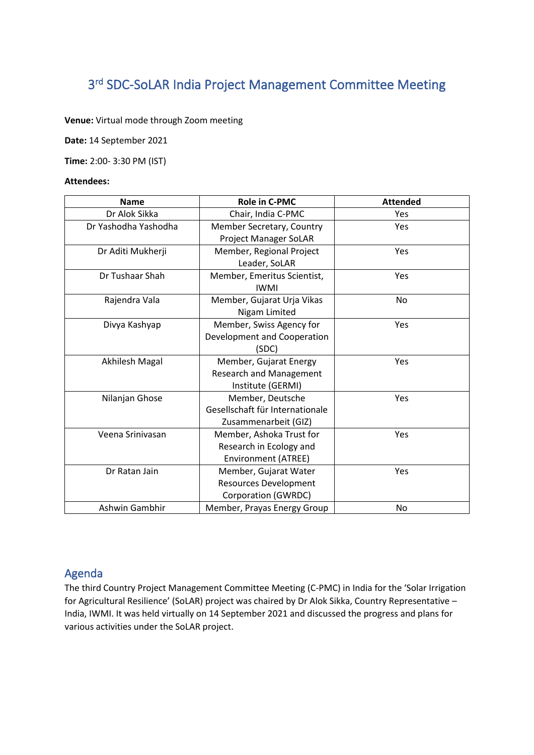# 3rd SDC-SoLAR India Project Management Committee Meeting

**Venue:** Virtual mode through Zoom meeting

**Date:** 14 September 2021

**Time:** 2:00- 3:30 PM (IST)

**Attendees:**

| Name | Role in C-PMC | Attended |
|---|---|---|
| Dr Alok Sikka | Chair, India C-PMC | Yes |
| Dr Yashodha Yashodha | Member Secretary, Country Project Manager SoLAR | Yes |
| Dr Aditi Mukherji | Member, Regional Project Leader, SoLAR | Yes |
| Dr Tushaar Shah | Member, Emeritus Scientist, IWMI | Yes |
| Rajendra Vala | Member, Gujarat Urja Vikas Nigam Limited | No |
| Divya Kashyap | Member, Swiss Agency for Development and Cooperation (SDC) | Yes |
| Akhilesh Magal | Member, Gujarat Energy Research and Management Institute (GERMI) | Yes |
| Nilanjan Ghose | Member, Deutsche Gesellschaft für Internationale Zusammenarbeit (GIZ) | Yes |
| Veena Srinivasan | Member, Ashoka Trust for Research in Ecology and Environment (ATREE) | Yes |
| Dr Ratan Jain | Member, Gujarat Water Resources Development Corporation (GWRDC) | Yes |
| Ashwin Gambhir | Member, Prayas Energy Group | No |

## Agenda

The third Country Project Management Committee Meeting (C-PMC) in India for the 'Solar Irrigation for Agricultural Resilience' (SoLAR) project was chaired by Dr Alok Sikka, Country Representative – India, IWMI. It was held virtually on 14 September 2021 and discussed the progress and plans for various activities under the SoLAR project.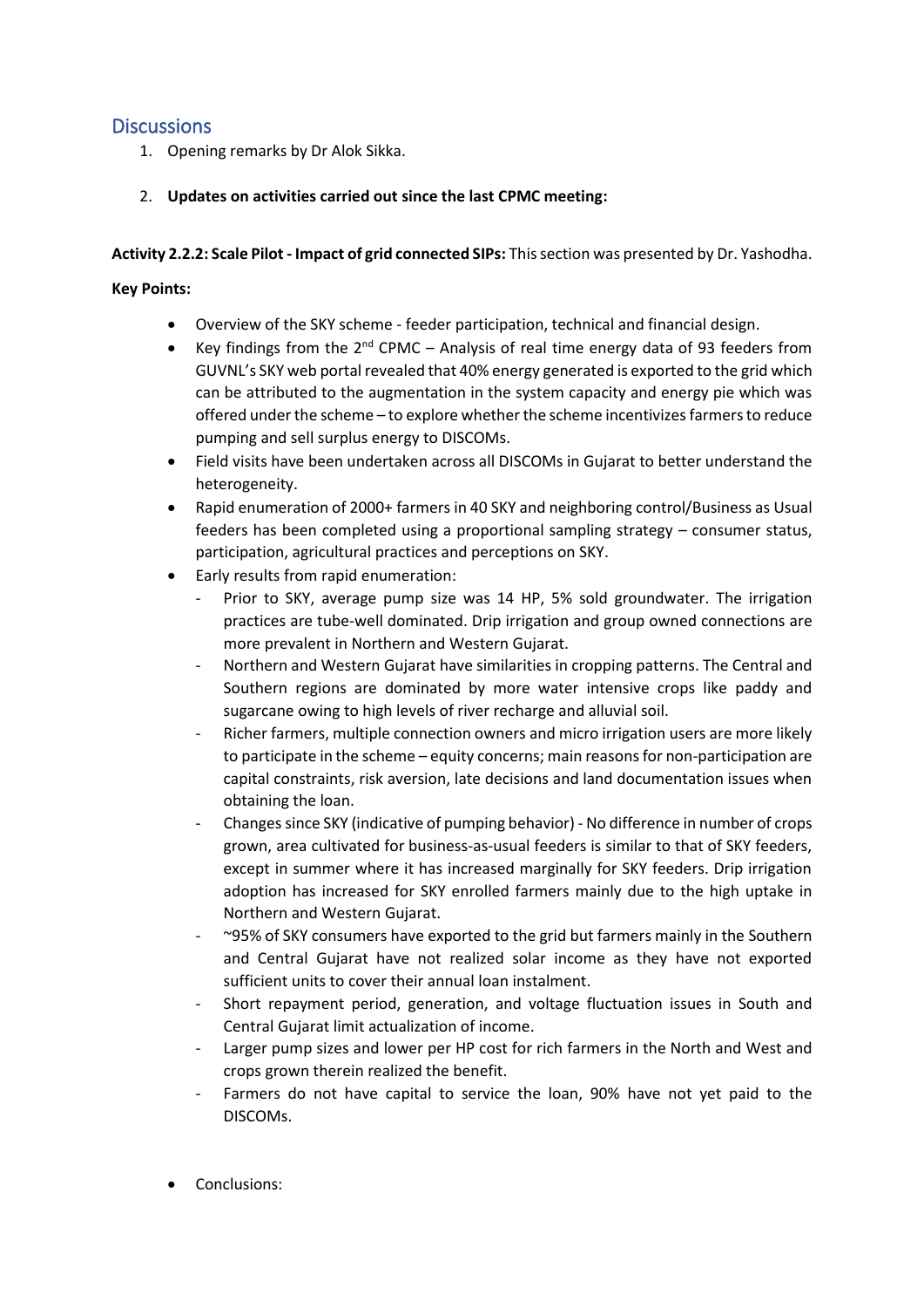## Discussions

1. Opening remarks by Dr Alok Sikka.

2. **Updates on activities carried out since the last CPMC meeting:**

**Activity 2.2.2: Scale Pilot - Impact of grid connected SIPs:** This section was presented by Dr. Yashodha.

**Key Points:**

- Overview of the SKY scheme - feeder participation, technical and financial design.
- Key findings from the 2nd CPMC – Analysis of real time energy data of 93 feeders from GUVNL's SKY web portal revealed that 40% energy generated is exported to the grid which can be attributed to the augmentation in the system capacity and energy pie which was offered under the scheme – to explore whether the scheme incentivizes farmers to reduce pumping and sell surplus energy to DISCOMs.
- Field visits have been undertaken across all DISCOMs in Gujarat to better understand the heterogeneity.
- Rapid enumeration of 2000+ farmers in 40 SKY and neighboring control/Business as Usual feeders has been completed using a proportional sampling strategy – consumer status, participation, agricultural practices and perceptions on SKY.
- Early results from rapid enumeration:
  - Prior to SKY, average pump size was 14 HP, 5% sold groundwater. The irrigation practices are tube-well dominated. Drip irrigation and group owned connections are more prevalent in Northern and Western Gujarat.
  - Northern and Western Gujarat have similarities in cropping patterns. The Central and Southern regions are dominated by more water intensive crops like paddy and sugarcane owing to high levels of river recharge and alluvial soil.
  - Richer farmers, multiple connection owners and micro irrigation users are more likely to participate in the scheme – equity concerns; main reasons for non-participation are capital constraints, risk aversion, late decisions and land documentation issues when obtaining the loan.
  - Changes since SKY (indicative of pumping behavior) - No difference in number of crops grown, area cultivated for business-as-usual feeders is similar to that of SKY feeders, except in summer where it has increased marginally for SKY feeders. Drip irrigation adoption has increased for SKY enrolled farmers mainly due to the high uptake in Northern and Western Gujarat.
  - ~95% of SKY consumers have exported to the grid but farmers mainly in the Southern and Central Gujarat have not realized solar income as they have not exported sufficient units to cover their annual loan instalment.
  - Short repayment period, generation, and voltage fluctuation issues in South and Central Gujarat limit actualization of income.
  - Larger pump sizes and lower per HP cost for rich farmers in the North and West and crops grown therein realized the benefit.
  - Farmers do not have capital to service the loan, 90% have not yet paid to the DISCOMs.

- Conclusions: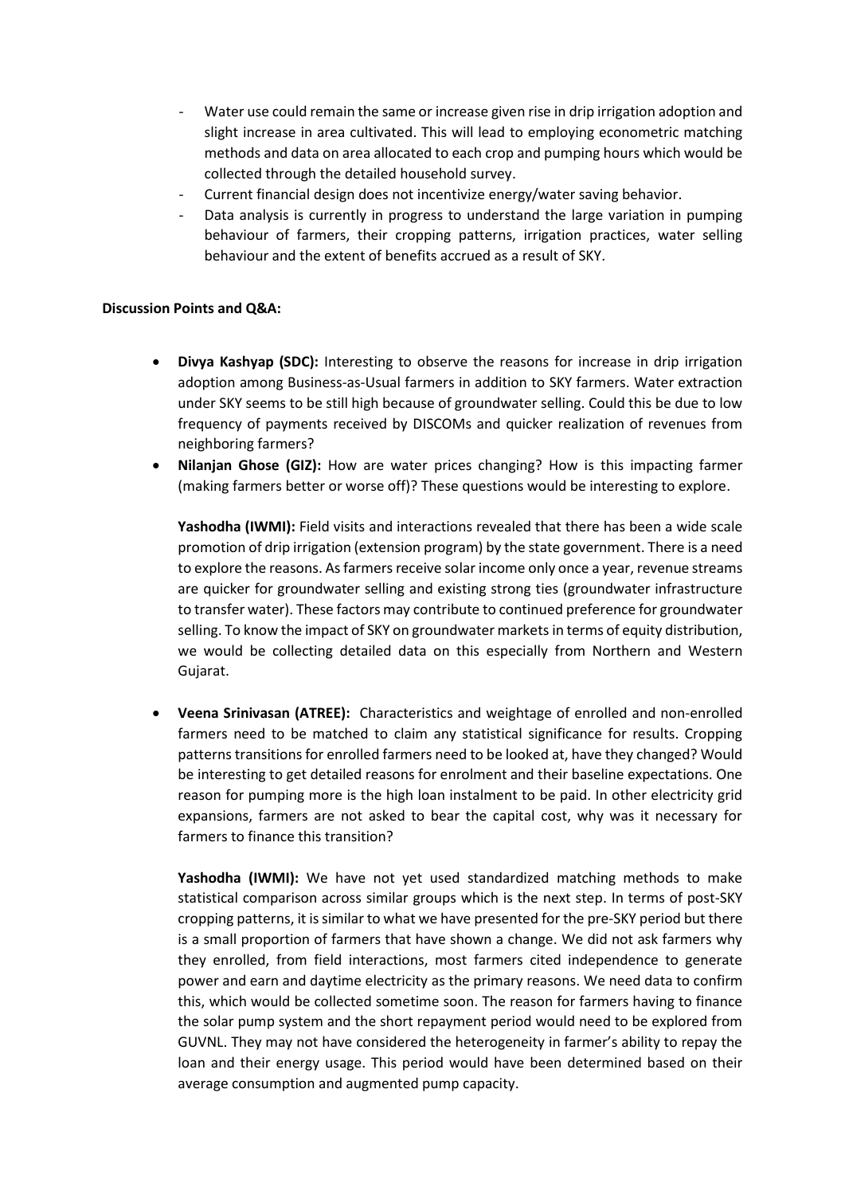- Water use could remain the same or increase given rise in drip irrigation adoption and slight increase in area cultivated. This will lead to employing econometric matching methods and data on area allocated to each crop and pumping hours which would be collected through the detailed household survey.
- Current financial design does not incentivize energy/water saving behavior.
- Data analysis is currently in progress to understand the large variation in pumping behaviour of farmers, their cropping patterns, irrigation practices, water selling behaviour and the extent of benefits accrued as a result of SKY.

**Discussion Points and Q&A:**

- **Divya Kashyap (SDC):** Interesting to observe the reasons for increase in drip irrigation adoption among Business-as-Usual farmers in addition to SKY farmers. Water extraction under SKY seems to be still high because of groundwater selling. Could this be due to low frequency of payments received by DISCOMs and quicker realization of revenues from neighboring farmers?
- **Nilanjan Ghose (GIZ):** How are water prices changing? How is this impacting farmer (making farmers better or worse off)? These questions would be interesting to explore.

  **Yashodha (IWMI):** Field visits and interactions revealed that there has been a wide scale promotion of drip irrigation (extension program) by the state government. There is a need to explore the reasons. As farmers receive solar income only once a year, revenue streams are quicker for groundwater selling and existing strong ties (groundwater infrastructure to transfer water). These factors may contribute to continued preference for groundwater selling. To know the impact of SKY on groundwater markets in terms of equity distribution, we would be collecting detailed data on this especially from Northern and Western Gujarat.

- **Veena Srinivasan (ATREE):** Characteristics and weightage of enrolled and non-enrolled farmers need to be matched to claim any statistical significance for results. Cropping patterns transitions for enrolled farmers need to be looked at, have they changed? Would be interesting to get detailed reasons for enrolment and their baseline expectations. One reason for pumping more is the high loan instalment to be paid. In other electricity grid expansions, farmers are not asked to bear the capital cost, why was it necessary for farmers to finance this transition?

  **Yashodha (IWMI):** We have not yet used standardized matching methods to make statistical comparison across similar groups which is the next step. In terms of post-SKY cropping patterns, it is similar to what we have presented for the pre-SKY period but there is a small proportion of farmers that have shown a change. We did not ask farmers why they enrolled, from field interactions, most farmers cited independence to generate power and earn and daytime electricity as the primary reasons. We need data to confirm this, which would be collected sometime soon. The reason for farmers having to finance the solar pump system and the short repayment period would need to be explored from GUVNL. They may not have considered the heterogeneity in farmer's ability to repay the loan and their energy usage. This period would have been determined based on their average consumption and augmented pump capacity.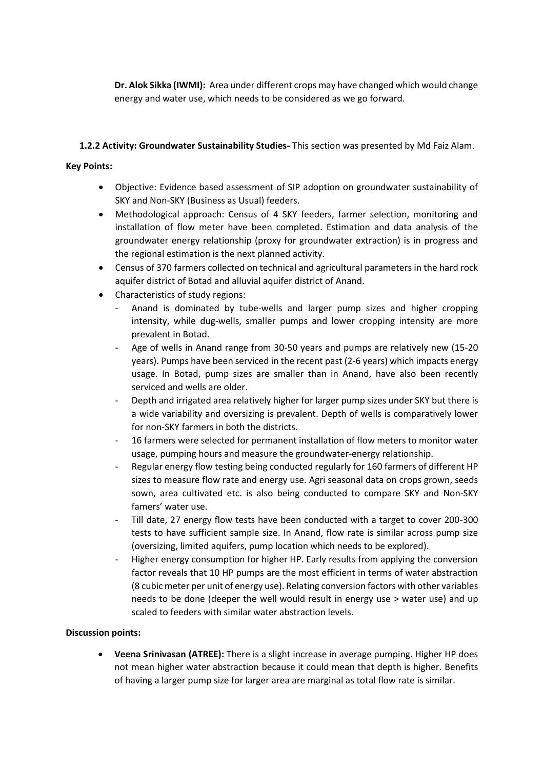**Dr. Alok Sikka (IWMI):** Area under different crops may have changed which would change energy and water use, which needs to be considered as we go forward.

**1.2.2 Activity: Groundwater Sustainability Studies-** This section was presented by Md Faiz Alam.

**Key Points:**

- Objective: Evidence based assessment of SIP adoption on groundwater sustainability of SKY and Non-SKY (Business as Usual) feeders.
- Methodological approach: Census of 4 SKY feeders, farmer selection, monitoring and installation of flow meter have been completed. Estimation and data analysis of the groundwater energy relationship (proxy for groundwater extraction) is in progress and the regional estimation is the next planned activity.
- Census of 370 farmers collected on technical and agricultural parameters in the hard rock aquifer district of Botad and alluvial aquifer district of Anand.
- Characteristics of study regions:
  - Anand is dominated by tube-wells and larger pump sizes and higher cropping intensity, while dug-wells, smaller pumps and lower cropping intensity are more prevalent in Botad.
  - Age of wells in Anand range from 30-50 years and pumps are relatively new (15-20 years). Pumps have been serviced in the recent past (2-6 years) which impacts energy usage. In Botad, pump sizes are smaller than in Anand, have also been recently serviced and wells are older.
  - Depth and irrigated area relatively higher for larger pump sizes under SKY but there is a wide variability and oversizing is prevalent. Depth of wells is comparatively lower for non-SKY farmers in both the districts.
  - 16 farmers were selected for permanent installation of flow meters to monitor water usage, pumping hours and measure the groundwater-energy relationship.
  - Regular energy flow testing being conducted regularly for 160 farmers of different HP sizes to measure flow rate and energy use. Agri seasonal data on crops grown, seeds sown, area cultivated etc. is also being conducted to compare SKY and Non-SKY famers' water use.
  - Till date, 27 energy flow tests have been conducted with a target to cover 200-300 tests to have sufficient sample size. In Anand, flow rate is similar across pump size (oversizing, limited aquifers, pump location which needs to be explored).
  - Higher energy consumption for higher HP. Early results from applying the conversion factor reveals that 10 HP pumps are the most efficient in terms of water abstraction (8 cubic meter per unit of energy use). Relating conversion factors with other variables needs to be done (deeper the well would result in energy use > water use) and up scaled to feeders with similar water abstraction levels.

**Discussion points:**

- **Veena Srinivasan (ATREE):** There is a slight increase in average pumping. Higher HP does not mean higher water abstraction because it could mean that depth is higher. Benefits of having a larger pump size for larger area are marginal as total flow rate is similar.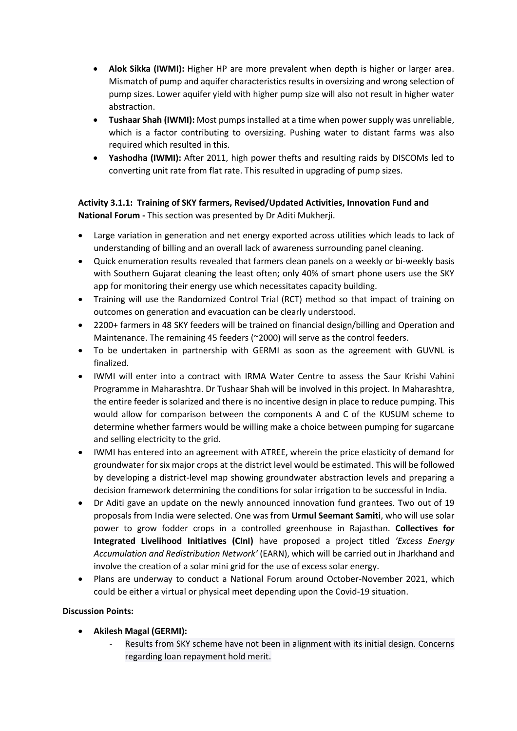- **Alok Sikka (IWMI):** Higher HP are more prevalent when depth is higher or larger area. Mismatch of pump and aquifer characteristics results in oversizing and wrong selection of pump sizes. Lower aquifer yield with higher pump size will also not result in higher water abstraction.
- **Tushaar Shah (IWMI):** Most pumps installed at a time when power supply was unreliable, which is a factor contributing to oversizing. Pushing water to distant farms was also required which resulted in this.
- **Yashodha (IWMI):** After 2011, high power thefts and resulting raids by DISCOMs led to converting unit rate from flat rate. This resulted in upgrading of pump sizes.

**Activity 3.1.1: Training of SKY farmers, Revised/Updated Activities, Innovation Fund and National Forum -** This section was presented by Dr Aditi Mukherji.

- Large variation in generation and net energy exported across utilities which leads to lack of understanding of billing and an overall lack of awareness surrounding panel cleaning.
- Quick enumeration results revealed that farmers clean panels on a weekly or bi-weekly basis with Southern Gujarat cleaning the least often; only 40% of smart phone users use the SKY app for monitoring their energy use which necessitates capacity building.
- Training will use the Randomized Control Trial (RCT) method so that impact of training on outcomes on generation and evacuation can be clearly understood.
- 2200+ farmers in 48 SKY feeders will be trained on financial design/billing and Operation and Maintenance. The remaining 45 feeders (~2000) will serve as the control feeders.
- To be undertaken in partnership with GERMI as soon as the agreement with GUVNL is finalized.
- IWMI will enter into a contract with IRMA Water Centre to assess the Saur Krishi Vahini Programme in Maharashtra. Dr Tushaar Shah will be involved in this project. In Maharashtra, the entire feeder is solarized and there is no incentive design in place to reduce pumping. This would allow for comparison between the components A and C of the KUSUM scheme to determine whether farmers would be willing make a choice between pumping for sugarcane and selling electricity to the grid.
- IWMI has entered into an agreement with ATREE, wherein the price elasticity of demand for groundwater for six major crops at the district level would be estimated. This will be followed by developing a district-level map showing groundwater abstraction levels and preparing a decision framework determining the conditions for solar irrigation to be successful in India.
- Dr Aditi gave an update on the newly announced innovation fund grantees. Two out of 19 proposals from India were selected. One was from **Urmul Seemant Samiti**, who will use solar power to grow fodder crops in a controlled greenhouse in Rajasthan. **Collectives for Integrated Livelihood Initiatives (CInI)** have proposed a project titled *'Excess Energy Accumulation and Redistribution Network'* (EARN), which will be carried out in Jharkhand and involve the creation of a solar mini grid for the use of excess solar energy.
- Plans are underway to conduct a National Forum around October-November 2021, which could be either a virtual or physical meet depending upon the Covid-19 situation.

**Discussion Points:**

- **Akilesh Magal (GERMI):**
  - Results from SKY scheme have not been in alignment with its initial design. Concerns regarding loan repayment hold merit.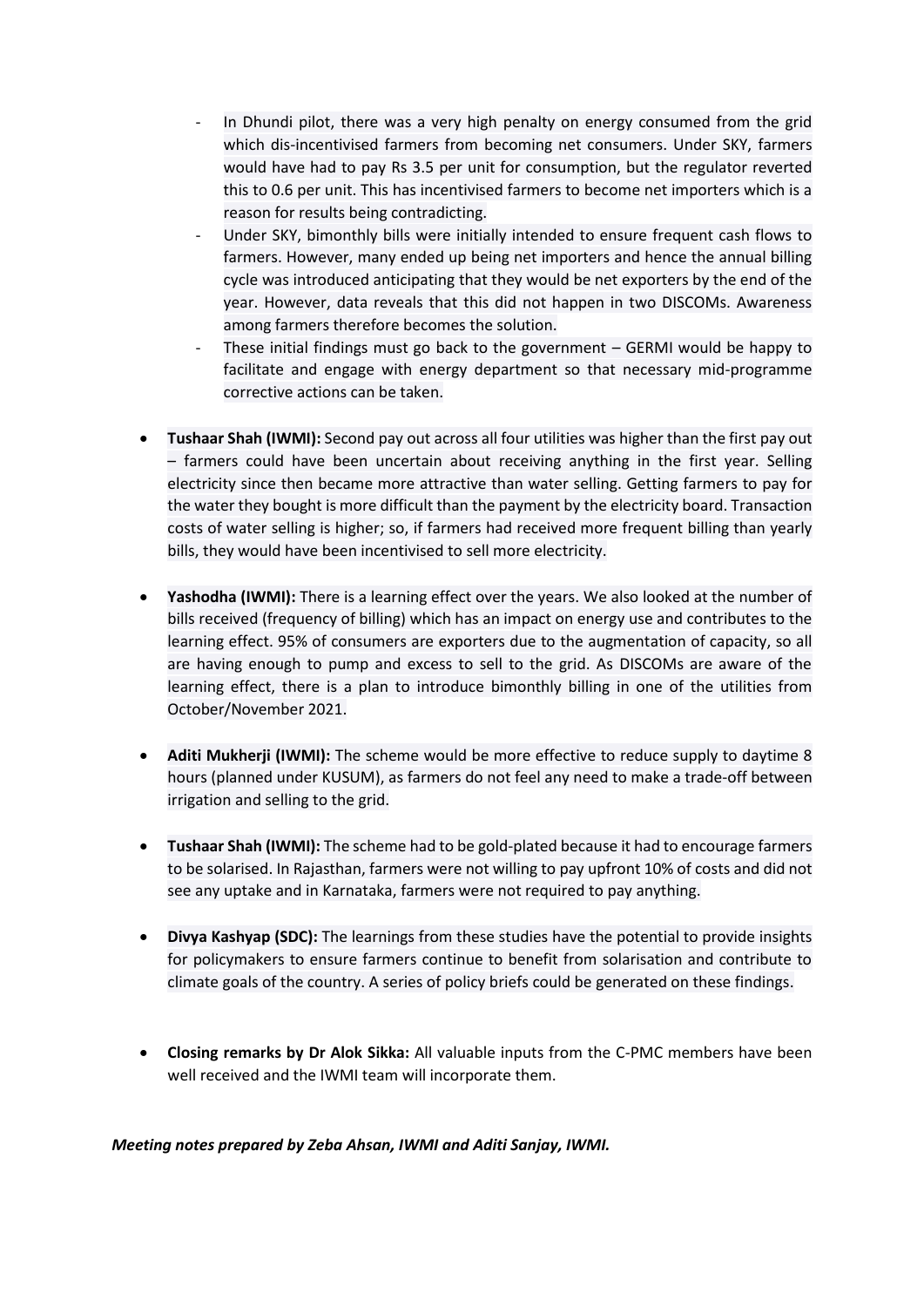- In Dhundi pilot, there was a very high penalty on energy consumed from the grid which dis-incentivised farmers from becoming net consumers. Under SKY, farmers would have had to pay Rs 3.5 per unit for consumption, but the regulator reverted this to 0.6 per unit. This has incentivised farmers to become net importers which is a reason for results being contradicting.
- Under SKY, bimonthly bills were initially intended to ensure frequent cash flows to farmers. However, many ended up being net importers and hence the annual billing cycle was introduced anticipating that they would be net exporters by the end of the year. However, data reveals that this did not happen in two DISCOMs. Awareness among farmers therefore becomes the solution.
- These initial findings must go back to the government – GERMI would be happy to facilitate and engage with energy department so that necessary mid-programme corrective actions can be taken.

- **Tushaar Shah (IWMI):** Second pay out across all four utilities was higher than the first pay out – farmers could have been uncertain about receiving anything in the first year. Selling electricity since then became more attractive than water selling. Getting farmers to pay for the water they bought is more difficult than the payment by the electricity board. Transaction costs of water selling is higher; so, if farmers had received more frequent billing than yearly bills, they would have been incentivised to sell more electricity.

- **Yashodha (IWMI):** There is a learning effect over the years. We also looked at the number of bills received (frequency of billing) which has an impact on energy use and contributes to the learning effect. 95% of consumers are exporters due to the augmentation of capacity, so all are having enough to pump and excess to sell to the grid. As DISCOMs are aware of the learning effect, there is a plan to introduce bimonthly billing in one of the utilities from October/November 2021.

- **Aditi Mukherji (IWMI):** The scheme would be more effective to reduce supply to daytime 8 hours (planned under KUSUM), as farmers do not feel any need to make a trade-off between irrigation and selling to the grid.

- **Tushaar Shah (IWMI):** The scheme had to be gold-plated because it had to encourage farmers to be solarised. In Rajasthan, farmers were not willing to pay upfront 10% of costs and did not see any uptake and in Karnataka, farmers were not required to pay anything.

- **Divya Kashyap (SDC):** The learnings from these studies have the potential to provide insights for policymakers to ensure farmers continue to benefit from solarisation and contribute to climate goals of the country. A series of policy briefs could be generated on these findings.

- **Closing remarks by Dr Alok Sikka:** All valuable inputs from the C-PMC members have been well received and the IWMI team will incorporate them.

***Meeting notes prepared by Zeba Ahsan, IWMI and Aditi Sanjay, IWMI.***